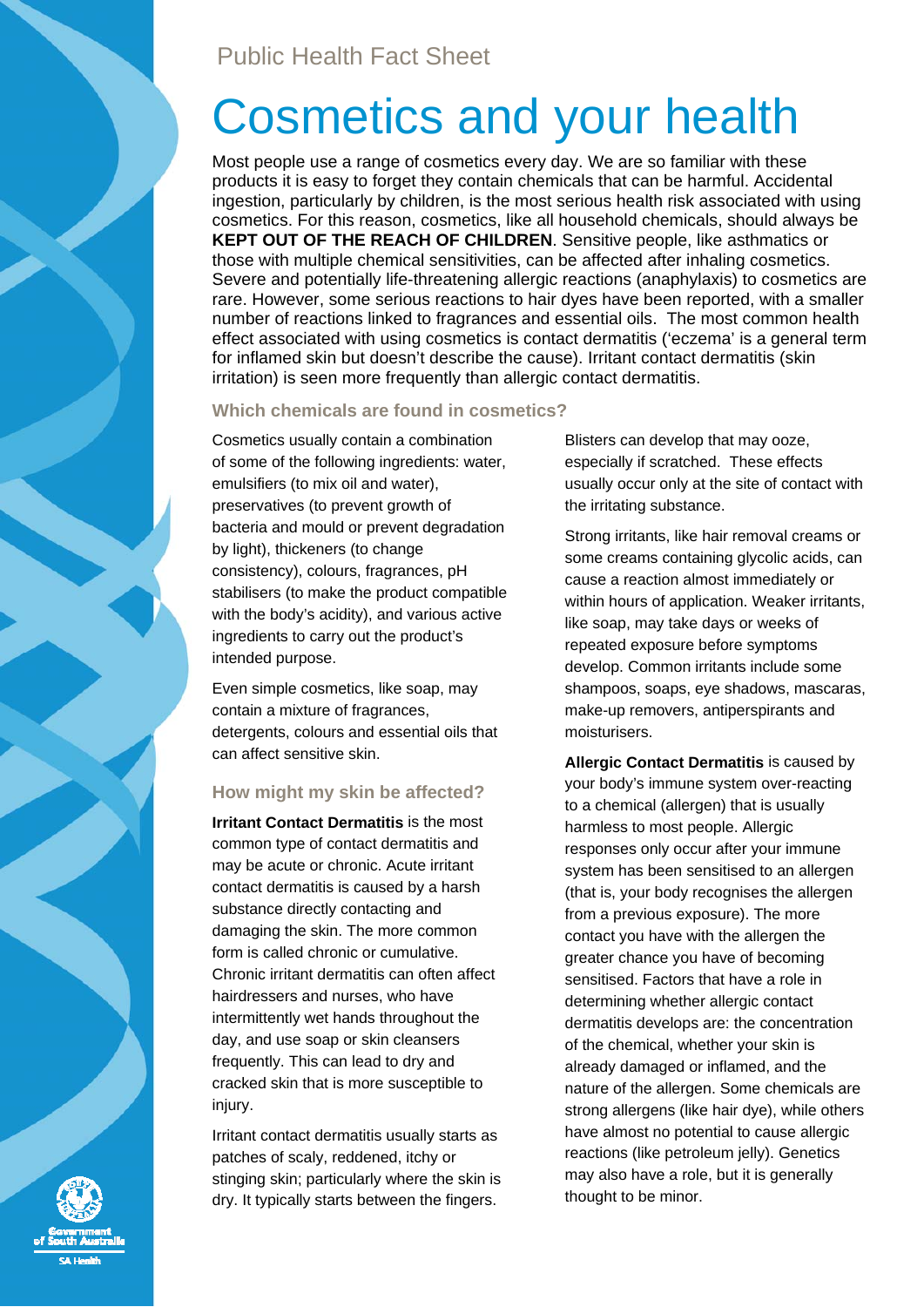Public Health Fact Sheet

# Cosmetics and your health

Most people use a range of cosmetics every day. We are so familiar with these products it is easy to forget they contain chemicals that can be harmful. Accidental ingestion, particularly by children, is the most serious health risk associated with using cosmetics. For this reason, cosmetics, like all household chemicals, should always be **KEPT OUT OF THE REACH OF CHILDREN**. Sensitive people, like asthmatics or those with multiple chemical sensitivities, can be affected after inhaling cosmetics. Severe and potentially life-threatening allergic reactions (anaphylaxis) to cosmetics are rare. However, some serious reactions to hair dyes have been reported, with a smaller number of reactions linked to fragrances and essential oils. The most common health effect associated with using cosmetics is contact dermatitis ('eczema' is a general term for inflamed skin but doesn't describe the cause). Irritant contact dermatitis (skin irritation) is seen more frequently than allergic contact dermatitis.

## Which chemicals are found in cosmetics?

Cosmetics usually contain a combination of some of the following ingredients: water, emulsifiers (to mix oil and water), preservatives (to prevent growth of bacteria and mould or prevent degradation by light), thickeners (to change consistency), colours, fragrances, pH stabilisers (to make the product compatible with the body's acidity), and various active ingredients to carry out the product's intended purpose.

Even simple cosmetics, like soap, may contain a mixture of fragrances, detergents, colours and essential oils that can affect sensitive skin.

## How might my skin be affected?

**Irritant Contact Dermatitis** is the most common type of contact dermatitis and may be acute or chronic. Acute irritant contact dermatitis is caused by a harsh substance directly contacting and damaging the skin. The more common form is called chronic or cumulative. Chronic irritant dermatitis can often affect hairdressers and nurses, who have intermittently wet hands throughout the day, and use soap or skin cleansers frequently. This can lead to dry and cracked skin that is more susceptible to injury.

Irritant contact dermatitis usually starts as patches of scaly, reddened, itchy or stinging skin; particularly where the skin is dry. It typically starts between the fingers. Blisters can develop that may ooze, especially if scratched. These effects usually occur only at the site of contact with the irritating substance.

Strong irritants, like hair removal creams or some creams containing glycolic acids, can cause a reaction almost immediately or within hours of application. Weaker irritants, like soap, may take days or weeks of repeated exposure before symptoms develop. Common irritants include some shampoos, soaps, eye shadows, mascaras, make-up removers, antiperspirants and moisturisers.

**Allergic Contact Dermatitis** is caused by your body's immune system over-reacting to a chemical (allergen) that is usually harmless to most people. Allergic responses only occur after your immune system has been sensitised to an allergen (that is, your body recognises the allergen from a previous exposure). The more contact you have with the allergen the greater chance you have of becoming sensitised. Factors that have a role in determining whether allergic contact dermatitis develops are: the concentration of the chemical, whether your skin is already damaged or inflamed, and the nature of the allergen. Some chemicals are strong allergens (like hair dye), while others have almost no potential to cause allergic reactions (like petroleum jelly). Genetics may also have a role, but it is generally thought to be minor.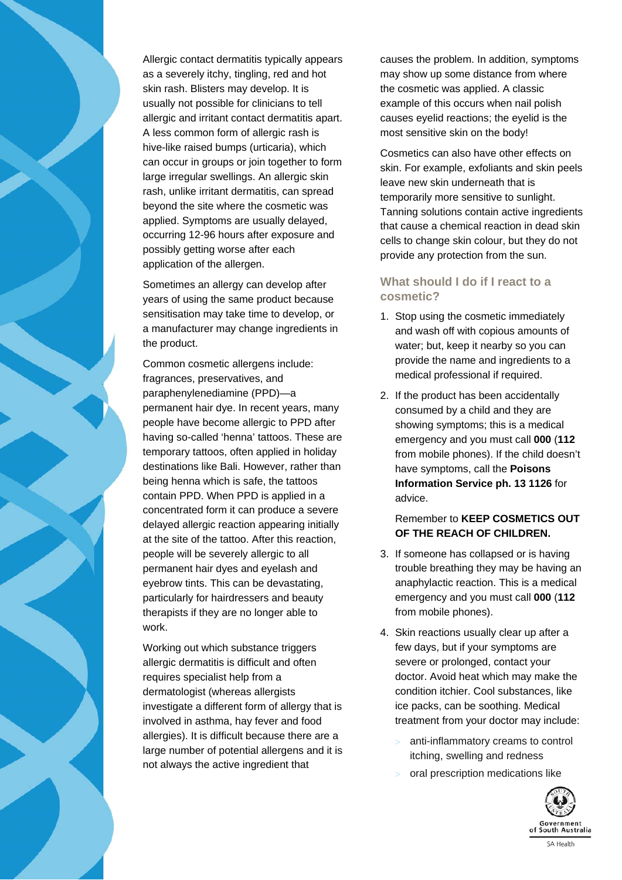Allergic contact dermatitis typically appears as a severely itchy, tingling, red and hot skin rash. Blisters may develop. It is usually not possible for clinicians to tell allergic and irritant contact dermatitis apart. A less common form of allergic rash is hive-like raised bumps (urticaria), which can occur in groups or join together to form large irregular swellings. An allergic skin rash, unlike irritant dermatitis, can spread beyond the site where the cosmetic was applied. Symptoms are usually delayed, occurring 12-96 hours after exposure and possibly getting worse after each application of the allergen.

Sometimes an allergy can develop after years of using the same product because sensitisation may take time to develop, or a manufacturer may change ingredients in the product.

Common cosmetic allergens include: fragrances, preservatives, and paraphenylenediamine (PPD)—a permanent hair dye. In recent years, many people have become allergic to PPD after having so-called 'henna' tattoos. These are temporary tattoos, often applied in holiday destinations like Bali. However, rather than being henna which is safe, the tattoos contain PPD. When PPD is applied in a concentrated form it can produce a severe delayed allergic reaction appearing initially at the site of the tattoo. After this reaction, people will be severely allergic to all permanent hair dyes and eyelash and eyebrow tints. This can be devastating, particularly for hairdressers and beauty therapists if they are no longer able to work.

Working out which substance triggers allergic dermatitis is difficult and often requires specialist help from a dermatologist (whereas allergists investigate a different form of allergy that is involved in asthma, hay fever and food allergies). It is difficult because there are a large number of potential allergens and it is not always the active ingredient that causes the problem. In addition, symptoms may show up some distance from where the cosmetic was applied. A classic example of this occurs when nail polish causes eyelid reactions; the eyelid is the most sensitive skin on the body!

Cosmetics can also have other effects on skin. For example, exfoliants and skin peels leave new skin underneath that is temporarily more sensitive to sunlight. Tanning solutions contain active ingredients that cause a chemical reaction in dead skin cells to change skin colour, but they do not provide any protection from the sun.

## What should I do if I react to a cosmetic?

1. Stop using the cosmetic immediately and wash off with copious amounts of water; but, keep it nearby so you can provide the name and ingredients to a medical professional if required.
2. If the product has been accidentally consumed by a child and they are showing symptoms; this is a medical emergency and you must call **000** (**112** from mobile phones). If the child doesn't have symptoms, call the **Poisons Information Service ph. 13 1126** for advice.

   Remember to **KEEP COSMETICS OUT OF THE REACH OF CHILDREN.**

3. If someone has collapsed or is having trouble breathing they may be having an anaphylactic reaction. This is a medical emergency and you must call **000** (**112** from mobile phones).
4. Skin reactions usually clear up after a few days, but if your symptoms are severe or prolonged, contact your doctor. Avoid heat which may make the condition itchier. Cool substances, like ice packs, can be soothing. Medical treatment from your doctor may include:
   - anti-inflammatory creams to control itching, swelling and redness
   - oral prescription medications like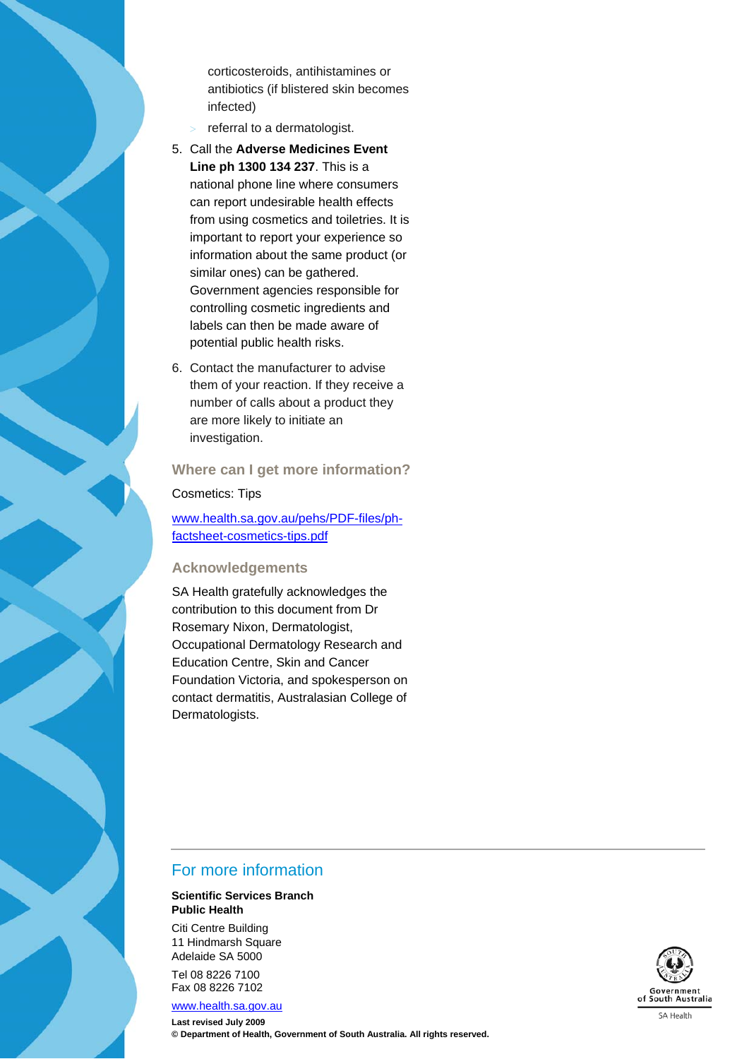corticosteroids, antihistamines or antibiotics (if blistered skin becomes infected)
- referral to a dermatologist.

5. Call the **Adverse Medicines Event Line ph 1300 134 237**. This is a national phone line where consumers can report undesirable health effects from using cosmetics and toiletries. It is important to report your experience so information about the same product (or similar ones) can be gathered. Government agencies responsible for controlling cosmetic ingredients and labels can then be made aware of potential public health risks.
6. Contact the manufacturer to advise them of your reaction. If they receive a number of calls about a product they are more likely to initiate an investigation.

## Where can I get more information?

Cosmetics: Tips

www.health.sa.gov.au/pehs/PDF-files/ph-factsheet-cosmetics-tips.pdf

## Acknowledgements

SA Health gratefully acknowledges the contribution to this document from Dr Rosemary Nixon, Dermatologist, Occupational Dermatology Research and Education Centre, Skin and Cancer Foundation Victoria, and spokesperson on contact dermatitis, Australasian College of Dermatologists.

## For more information

**Scientific Services Branch**
**Public Health**

Citi Centre Building
11 Hindmarsh Square
Adelaide SA 5000

Tel 08 8226 7100
Fax 08 8226 7102

www.health.sa.gov.au

**Last revised July 2009**
**© Department of Health, Government of South Australia. All rights reserved.**

Government of South Australia
SA Health